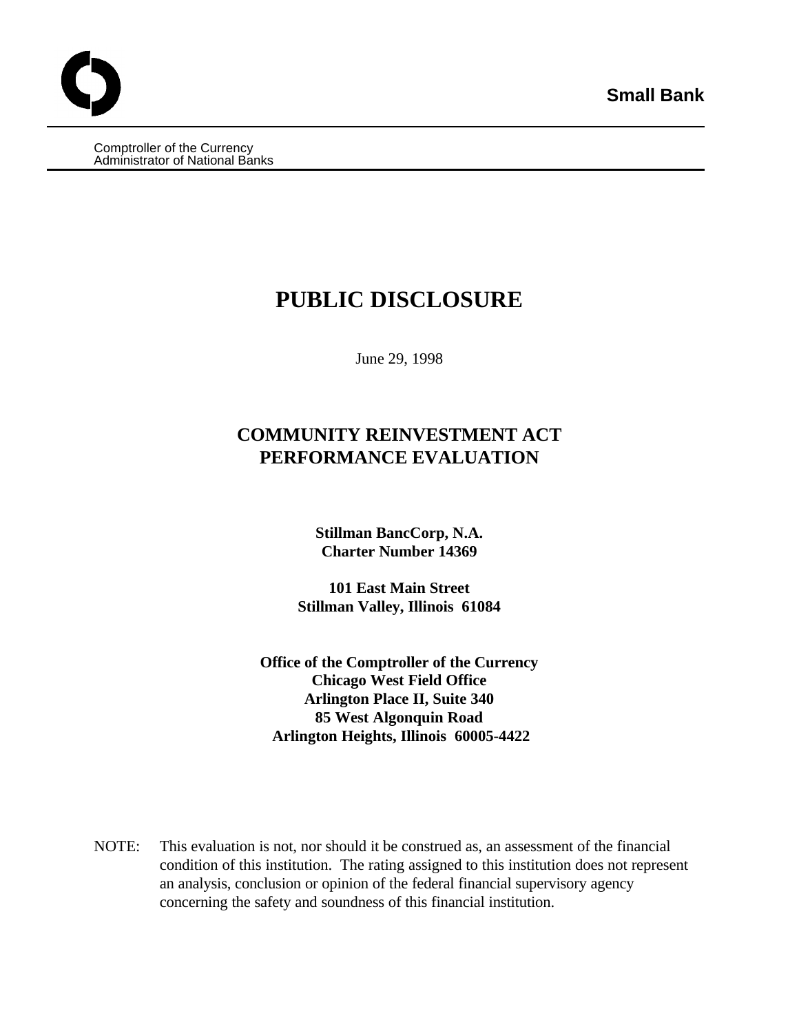**Small Bank**

Comptroller of the Currency
Administrator of National Banks

# PUBLIC DISCLOSURE

June 29, 1998

## COMMUNITY REINVESTMENT ACT PERFORMANCE EVALUATION

**Stillman BancCorp, N.A.**
**Charter Number 14369**

**101 East Main Street**
**Stillman Valley, Illinois 61084**

**Office of the Comptroller of the Currency**
**Chicago West Field Office**
**Arlington Place II, Suite 340**
**85 West Algonquin Road**
**Arlington Heights, Illinois 60005-4422**

NOTE: This evaluation is not, nor should it be construed as, an assessment of the financial condition of this institution. The rating assigned to this institution does not represent an analysis, conclusion or opinion of the federal financial supervisory agency concerning the safety and soundness of this financial institution.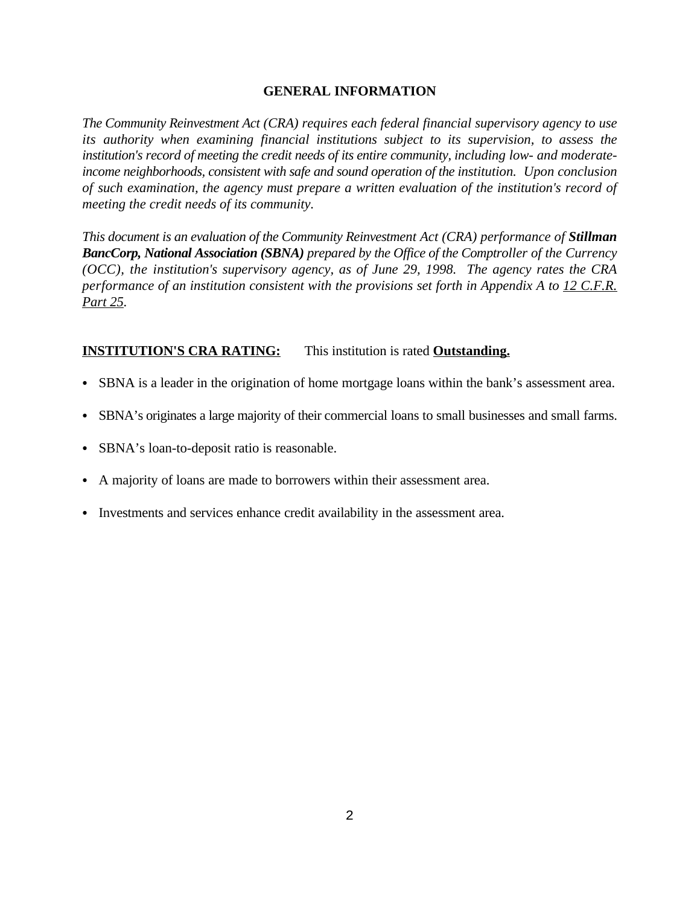## GENERAL INFORMATION

*The Community Reinvestment Act (CRA) requires each federal financial supervisory agency to use its authority when examining financial institutions subject to its supervision, to assess the institution's record of meeting the credit needs of its entire community, including low- and moderate-income neighborhoods, consistent with safe and sound operation of the institution. Upon conclusion of such examination, the agency must prepare a written evaluation of the institution's record of meeting the credit needs of its community.*

*This document is an evaluation of the Community Reinvestment Act (CRA) performance of* ***Stillman BancCorp, National Association (SBNA)*** *prepared by the Office of the Comptroller of the Currency (OCC), the institution's supervisory agency, as of June 29, 1998. The agency rates the CRA performance of an institution consistent with the provisions set forth in Appendix A to 12 C.F.R. Part 25.*

**INSTITUTION'S CRA RATING:** This institution is rated **Outstanding.**

- SBNA is a leader in the origination of home mortgage loans within the bank's assessment area.
- SBNA's originates a large majority of their commercial loans to small businesses and small farms.
- SBNA's loan-to-deposit ratio is reasonable.
- A majority of loans are made to borrowers within their assessment area.
- Investments and services enhance credit availability in the assessment area.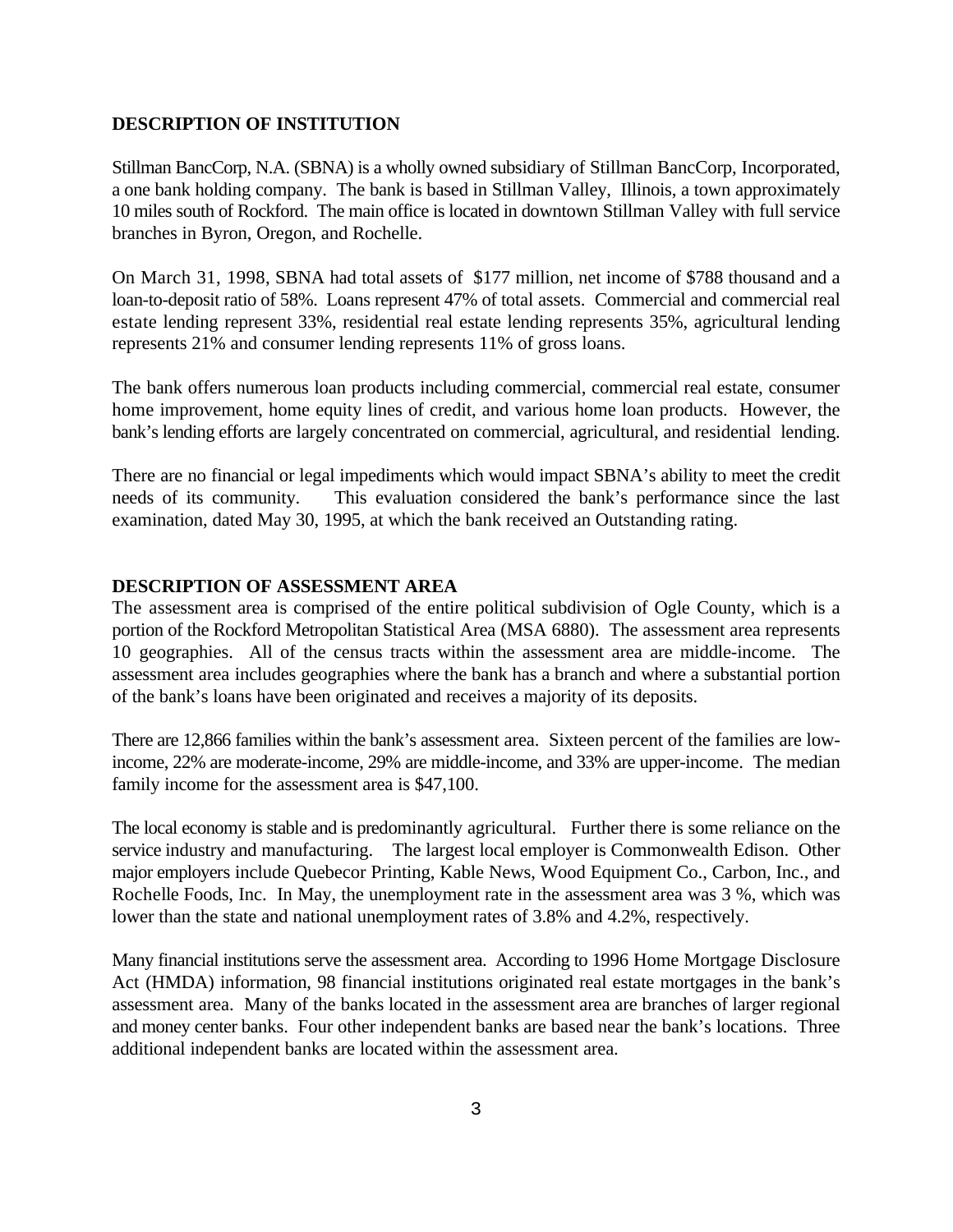## DESCRIPTION OF INSTITUTION

Stillman BancCorp, N.A. (SBNA) is a wholly owned subsidiary of Stillman BancCorp, Incorporated, a one bank holding company. The bank is based in Stillman Valley, Illinois, a town approximately 10 miles south of Rockford. The main office is located in downtown Stillman Valley with full service branches in Byron, Oregon, and Rochelle.

On March 31, 1998, SBNA had total assets of $177 million, net income of $788 thousand and a loan-to-deposit ratio of 58%. Loans represent 47% of total assets. Commercial and commercial real estate lending represent 33%, residential real estate lending represents 35%, agricultural lending represents 21% and consumer lending represents 11% of gross loans.

The bank offers numerous loan products including commercial, commercial real estate, consumer home improvement, home equity lines of credit, and various home loan products. However, the bank's lending efforts are largely concentrated on commercial, agricultural, and residential lending.

There are no financial or legal impediments which would impact SBNA's ability to meet the credit needs of its community. This evaluation considered the bank's performance since the last examination, dated May 30, 1995, at which the bank received an Outstanding rating.

## DESCRIPTION OF ASSESSMENT AREA

The assessment area is comprised of the entire political subdivision of Ogle County, which is a portion of the Rockford Metropolitan Statistical Area (MSA 6880). The assessment area represents 10 geographies. All of the census tracts within the assessment area are middle-income. The assessment area includes geographies where the bank has a branch and where a substantial portion of the bank's loans have been originated and receives a majority of its deposits.

There are 12,866 families within the bank's assessment area. Sixteen percent of the families are low-income, 22% are moderate-income, 29% are middle-income, and 33% are upper-income. The median family income for the assessment area is $47,100.

The local economy is stable and is predominantly agricultural. Further there is some reliance on the service industry and manufacturing. The largest local employer is Commonwealth Edison. Other major employers include Quebecor Printing, Kable News, Wood Equipment Co., Carbon, Inc., and Rochelle Foods, Inc. In May, the unemployment rate in the assessment area was 3 %, which was lower than the state and national unemployment rates of 3.8% and 4.2%, respectively.

Many financial institutions serve the assessment area. According to 1996 Home Mortgage Disclosure Act (HMDA) information, 98 financial institutions originated real estate mortgages in the bank's assessment area. Many of the banks located in the assessment area are branches of larger regional and money center banks. Four other independent banks are based near the bank's locations. Three additional independent banks are located within the assessment area.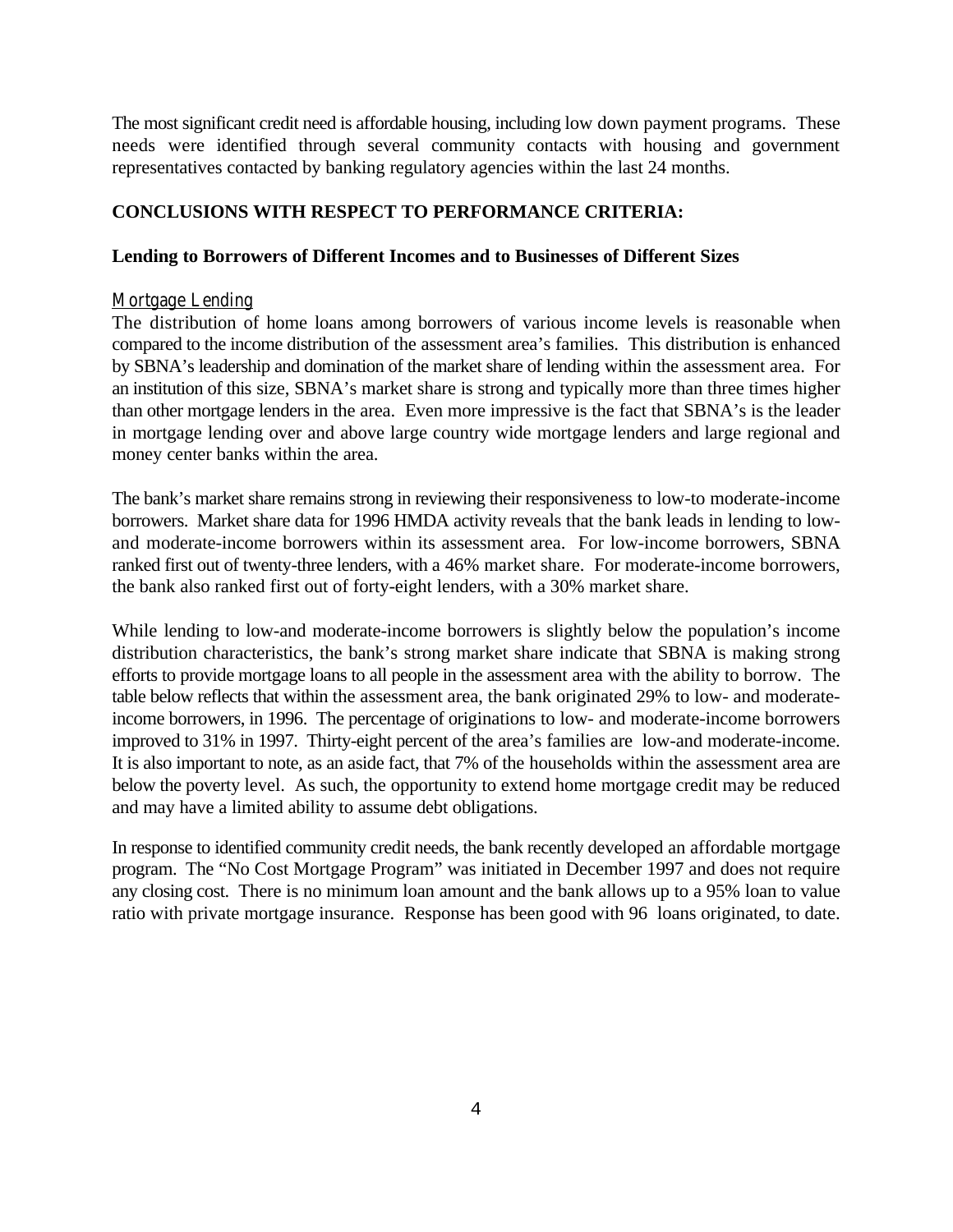The most significant credit need is affordable housing, including low down payment programs. These needs were identified through several community contacts with housing and government representatives contacted by banking regulatory agencies within the last 24 months.

**CONCLUSIONS WITH RESPECT TO PERFORMANCE CRITERIA:**

**Lending to Borrowers of Different Incomes and to Businesses of Different Sizes**

Mortgage Lending

The distribution of home loans among borrowers of various income levels is reasonable when compared to the income distribution of the assessment area's families. This distribution is enhanced by SBNA's leadership and domination of the market share of lending within the assessment area. For an institution of this size, SBNA's market share is strong and typically more than three times higher than other mortgage lenders in the area. Even more impressive is the fact that SBNA's is the leader in mortgage lending over and above large country wide mortgage lenders and large regional and money center banks within the area.

The bank's market share remains strong in reviewing their responsiveness to low-to moderate-income borrowers. Market share data for 1996 HMDA activity reveals that the bank leads in lending to low- and moderate-income borrowers within its assessment area. For low-income borrowers, SBNA ranked first out of twenty-three lenders, with a 46% market share. For moderate-income borrowers, the bank also ranked first out of forty-eight lenders, with a 30% market share.

While lending to low-and moderate-income borrowers is slightly below the population's income distribution characteristics, the bank's strong market share indicate that SBNA is making strong efforts to provide mortgage loans to all people in the assessment area with the ability to borrow. The table below reflects that within the assessment area, the bank originated 29% to low- and moderate-income borrowers, in 1996. The percentage of originations to low- and moderate-income borrowers improved to 31% in 1997. Thirty-eight percent of the area's families are low-and moderate-income. It is also important to note, as an aside fact, that 7% of the households within the assessment area are below the poverty level. As such, the opportunity to extend home mortgage credit may be reduced and may have a limited ability to assume debt obligations.

In response to identified community credit needs, the bank recently developed an affordable mortgage program. The "No Cost Mortgage Program" was initiated in December 1997 and does not require any closing cost. There is no minimum loan amount and the bank allows up to a 95% loan to value ratio with private mortgage insurance. Response has been good with 96 loans originated, to date.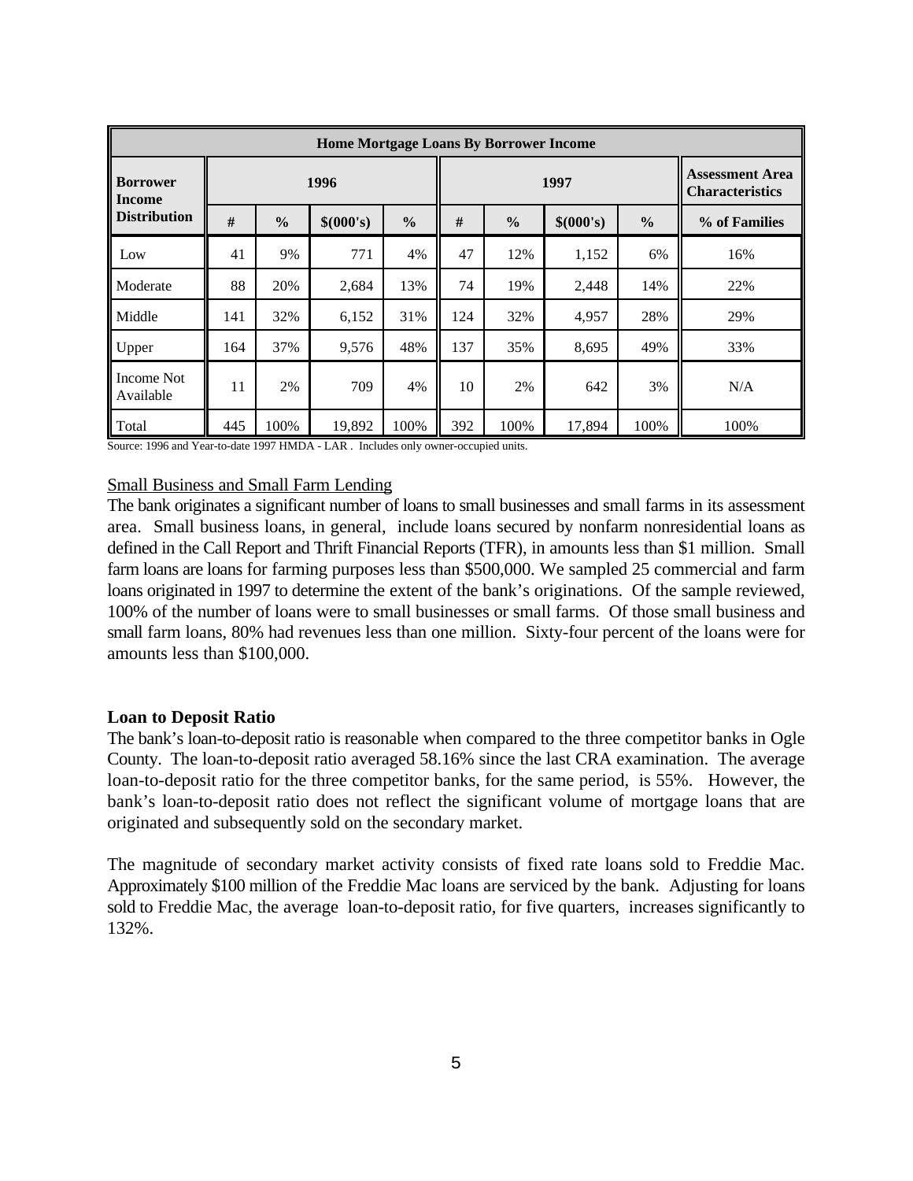| Home Mortgage Loans By Borrower Income | | | | | | | | | |
|---|---|---|---|---|---|---|---|---|---|
| Borrower Income Distribution | 1996 | | | | 1997 | | | | Assessment Area Characteristics |
| | # | % | $(000's) | % | # | % | $(000's) | % | % of Families |
| Low | 41 | 9% | 771 | 4% | 47 | 12% | 1,152 | 6% | 16% |
| Moderate | 88 | 20% | 2,684 | 13% | 74 | 19% | 2,448 | 14% | 22% |
| Middle | 141 | 32% | 6,152 | 31% | 124 | 32% | 4,957 | 28% | 29% |
| Upper | 164 | 37% | 9,576 | 48% | 137 | 35% | 8,695 | 49% | 33% |
| Income Not Available | 11 | 2% | 709 | 4% | 10 | 2% | 642 | 3% | N/A |
| Total | 445 | 100% | 19,892 | 100% | 392 | 100% | 17,894 | 100% | 100% |

Source: 1996 and Year-to-date 1997 HMDA - LAR . Includes only owner-occupied units.

Small Business and Small Farm Lending

The bank originates a significant number of loans to small businesses and small farms in its assessment area. Small business loans, in general, include loans secured by nonfarm nonresidential loans as defined in the Call Report and Thrift Financial Reports (TFR), in amounts less than $1 million. Small farm loans are loans for farming purposes less than $500,000. We sampled 25 commercial and farm loans originated in 1997 to determine the extent of the bank's originations. Of the sample reviewed, 100% of the number of loans were to small businesses or small farms. Of those small business and small farm loans, 80% had revenues less than one million. Sixty-four percent of the loans were for amounts less than $100,000.

**Loan to Deposit Ratio**

The bank's loan-to-deposit ratio is reasonable when compared to the three competitor banks in Ogle County. The loan-to-deposit ratio averaged 58.16% since the last CRA examination. The average loan-to-deposit ratio for the three competitor banks, for the same period, is 55%. However, the bank's loan-to-deposit ratio does not reflect the significant volume of mortgage loans that are originated and subsequently sold on the secondary market.

The magnitude of secondary market activity consists of fixed rate loans sold to Freddie Mac. Approximately $100 million of the Freddie Mac loans are serviced by the bank. Adjusting for loans sold to Freddie Mac, the average loan-to-deposit ratio, for five quarters, increases significantly to 132%.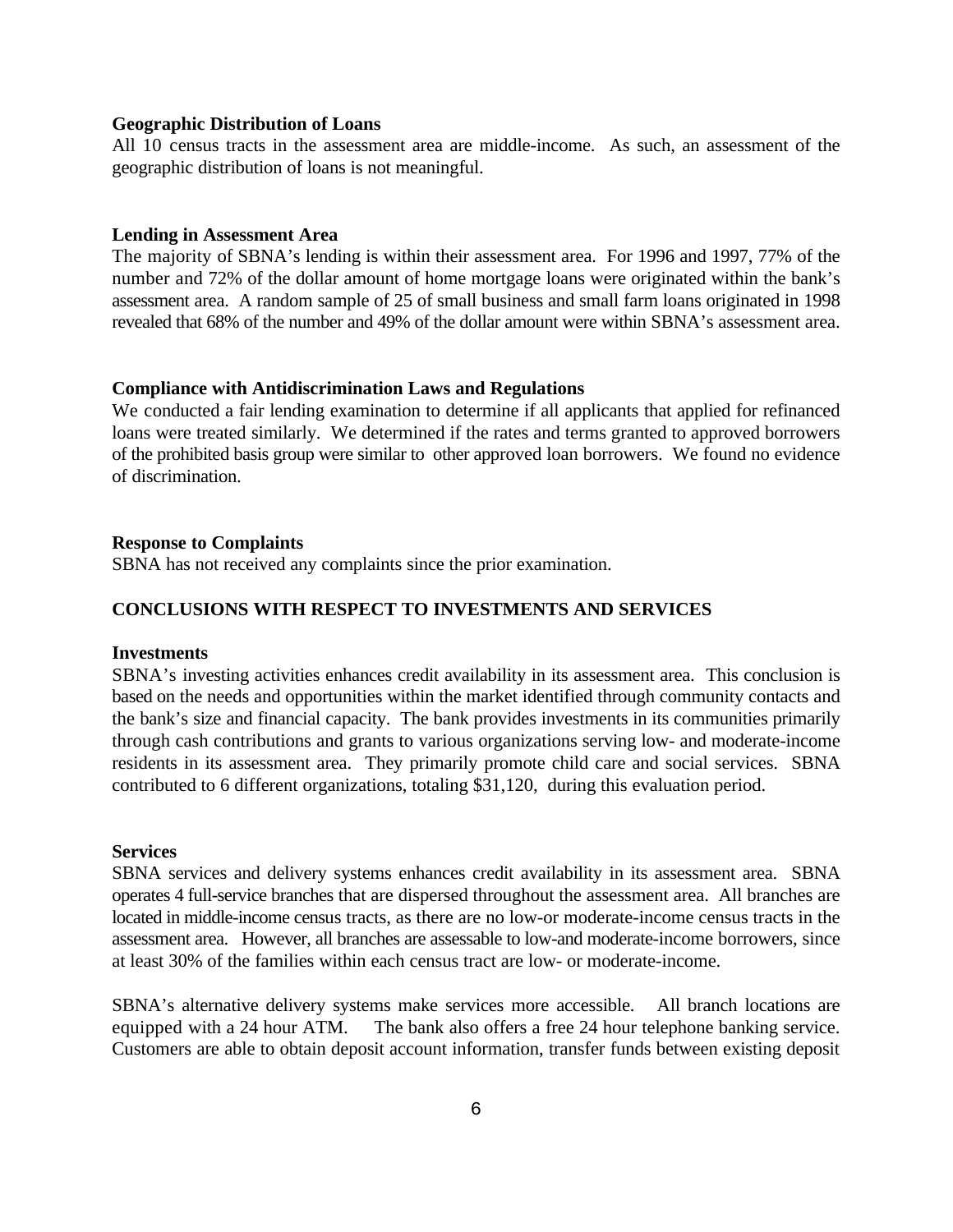**Geographic Distribution of Loans**

All 10 census tracts in the assessment area are middle-income. As such, an assessment of the geographic distribution of loans is not meaningful.

**Lending in Assessment Area**

The majority of SBNA's lending is within their assessment area. For 1996 and 1997, 77% of the number and 72% of the dollar amount of home mortgage loans were originated within the bank's assessment area. A random sample of 25 of small business and small farm loans originated in 1998 revealed that 68% of the number and 49% of the dollar amount were within SBNA's assessment area.

**Compliance with Antidiscrimination Laws and Regulations**

We conducted a fair lending examination to determine if all applicants that applied for refinanced loans were treated similarly. We determined if the rates and terms granted to approved borrowers of the prohibited basis group were similar to other approved loan borrowers. We found no evidence of discrimination.

**Response to Complaints**

SBNA has not received any complaints since the prior examination.

## CONCLUSIONS WITH RESPECT TO INVESTMENTS AND SERVICES

**Investments**

SBNA's investing activities enhances credit availability in its assessment area. This conclusion is based on the needs and opportunities within the market identified through community contacts and the bank's size and financial capacity. The bank provides investments in its communities primarily through cash contributions and grants to various organizations serving low- and moderate-income residents in its assessment area. They primarily promote child care and social services. SBNA contributed to 6 different organizations, totaling $31,120, during this evaluation period.

**Services**

SBNA services and delivery systems enhances credit availability in its assessment area. SBNA operates 4 full-service branches that are dispersed throughout the assessment area. All branches are located in middle-income census tracts, as there are no low-or moderate-income census tracts in the assessment area. However, all branches are assessable to low-and moderate-income borrowers, since at least 30% of the families within each census tract are low- or moderate-income.

SBNA's alternative delivery systems make services more accessible. All branch locations are equipped with a 24 hour ATM. The bank also offers a free 24 hour telephone banking service. Customers are able to obtain deposit account information, transfer funds between existing deposit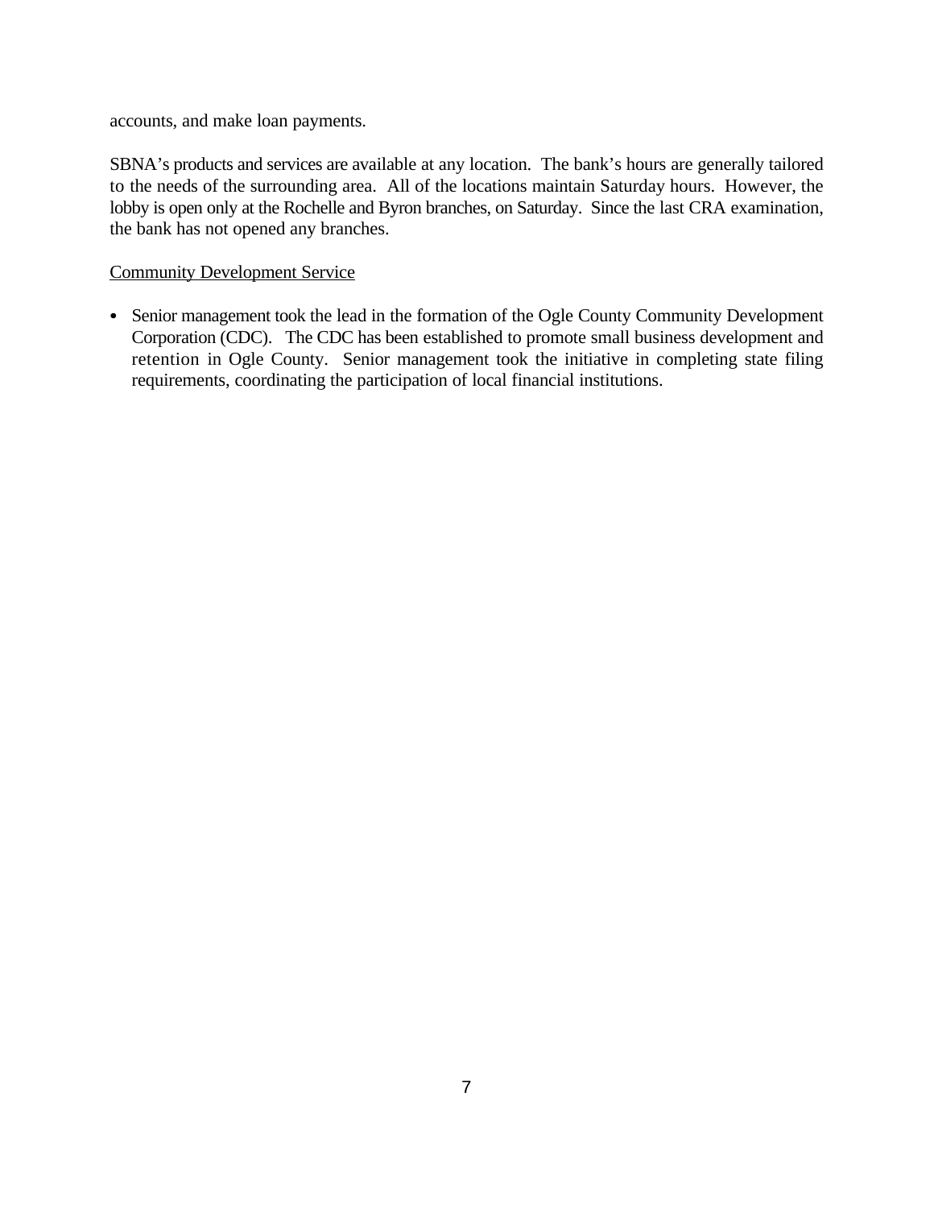accounts, and make loan payments.

SBNA's products and services are available at any location. The bank's hours are generally tailored to the needs of the surrounding area. All of the locations maintain Saturday hours. However, the lobby is open only at the Rochelle and Byron branches, on Saturday. Since the last CRA examination, the bank has not opened any branches.

<u>Community Development Service</u>

- Senior management took the lead in the formation of the Ogle County Community Development Corporation (CDC). The CDC has been established to promote small business development and retention in Ogle County. Senior management took the initiative in completing state filing requirements, coordinating the participation of local financial institutions.